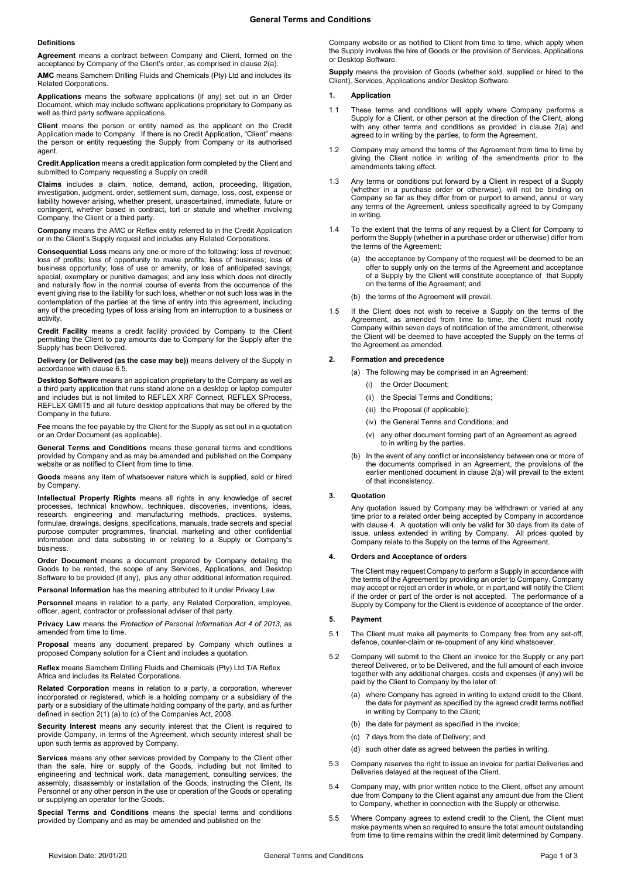# General Terms and Conditions

**Definitions**

**Agreement** means a contract between Company and Client, formed on the acceptance by Company of the Client's order, as comprised in clause 2(a).

**AMC** means Samchem Drilling Fluids and Chemicals (Pty) Ltd and includes its Related Corporations.

**Applications** means the software applications (if any) set out in an Order Document, which may include software applications proprietary to Company as well as third party software applications.

**Client** means the person or entity named as the applicant on the Credit Application made to Company. If there is no Credit Application, "Client" means the person or entity requesting the Supply from Company or its authorised agent.

**Credit Application** means a credit application form completed by the Client and submitted to Company requesting a Supply on credit.

**Claims** includes a claim, notice, demand, action, proceeding, litigation, investigation, judgment, order, settlement sum, damage, loss, cost, expense or liability however arising, whether present, unascertained, immediate, future or contingent, whether based in contract, tort or statute and whether involving Company, the Client or a third party.

**Company** means the AMC or Reflex entity referred to in the Credit Application or in the Client's Supply request and includes any Related Corporations.

**Consequential Loss** means any one or more of the following: loss of revenue; loss of profits; loss of opportunity to make profits; loss of business; loss of business opportunity; loss of use or amenity, or loss of anticipated savings; special, exemplary or punitive damages; and any loss which does not directly and naturally flow in the normal course of events from the occurrence of the event giving rise to the liability for such loss, whether or not such loss was in the contemplation of the parties at the time of entry into this agreement, including any of the preceding types of loss arising from an interruption to a business or activity.

**Credit Facility** means a credit facility provided by Company to the Client permitting the Client to pay amounts due to Company for the Supply after the Supply has been Delivered.

**Delivery (or Delivered (as the case may be))** means delivery of the Supply in accordance with clause 6.5.

**Desktop Software** means an application proprietary to the Company as well as a third party application that runs stand alone on a desktop or laptop computer and includes but is not limited to REFLEX XRF Connect, REFLEX SProcess, REFLEX GMIT5 and all future desktop applications that may be offered by the Company in the future.

**Fee** means the fee payable by the Client for the Supply as set out in a quotation or an Order Document (as applicable).

**General Terms and Conditions** means these general terms and conditions provided by Company and as may be amended and published on the Company website or as notified to Client from time to time.

**Goods** means any item of whatsoever nature which is supplied, sold or hired by Company.

**Intellectual Property Rights** means all rights in any knowledge of secret processes, technical knowhow, techniques, discoveries, inventions, ideas, research, engineering and manufacturing methods, practices, systems, formulae, drawings, designs, specifications, manuals, trade secrets and special purpose computer programmes, financial, marketing and other confidential information and data subsisting in or relating to a Supply or Company's business.

**Order Document** means a document prepared by Company detailing the Goods to be rented, the scope of any Services, Applications, and Desktop Software to be provided (if any), plus any other additional information required.

**Personal Information** has the meaning attributed to it under Privacy Law.

**Personnel** means in relation to a party, any Related Corporation, employee, officer, agent, contractor or professional adviser of that party.

**Privacy Law** means the *Protection of Personal Information Act 4 of 2013*, as amended from time to time.

**Proposal** means any document prepared by Company which outlines a proposed Company solution for a Client and includes a quotation.

**Reflex** means Samchem Drilling Fluids and Chemicals (Pty) Ltd T/A Reflex Africa and includes its Related Corporations.

**Related Corporation** means in relation to a party, a corporation, wherever incorporated or registered, which is a holding company or a subsidiary of the party or a subsidiary of the ultimate holding company of the party, and as further defined in section 2(1) (a) to (c) of the Companies Act, 2008.

**Security Interest** means any security interest that the Client is required to provide Company, in terms of the Agreement, which security interest shall be upon such terms as approved by Company.

**Services** means any other services provided by Company to the Client other than the sale, hire or supply of the Goods, including but not limited to engineering and technical work, data management, consulting services, the assembly, disassembly or installation of the Goods, instructing the Client, its Personnel or any other person in the use or operation of the Goods or operating or supplying an operator for the Goods.

**Special Terms and Conditions** means the special terms and conditions provided by Company and as may be amended and published on the Company website or as notified to Client from time to time, which apply when the Supply involves the hire of Goods or the provision of Services, Applications or Desktop Software.

**Supply** means the provision of Goods (whether sold, supplied or hired to the Client), Services, Applications and/or Desktop Software.

## 1. Application

1.1 These terms and conditions will apply where Company performs a Supply for a Client, or other person at the direction of the Client, along with any other terms and conditions as provided in clause 2(a) and agreed to in writing by the parties, to form the Agreement.

1.2 Company may amend the terms of the Agreement from time to time by giving the Client notice in writing of the amendments prior to the amendments taking effect.

1.3 Any terms or conditions put forward by a Client in respect of a Supply (whether in a purchase order or otherwise), will not be binding on Company so far as they differ from or purport to amend, annul or vary any terms of the Agreement, unless specifically agreed to by Company in writing.

1.4 To the extent that the terms of any request by a Client for Company to perform the Supply (whether in a purchase order or otherwise) differ from the terms of the Agreement:

- (a) the acceptance by Company of the request will be deemed to be an offer to supply only on the terms of the Agreement and acceptance of a Supply by the Client will constitute acceptance of that Supply on the terms of the Agreement; and
- (b) the terms of the Agreement will prevail.

1.5 If the Client does not wish to receive a Supply on the terms of the Agreement, as amended from time to time, the Client must notify Company within seven days of notification of the amendment, otherwise the Client will be deemed to have accepted the Supply on the terms of the Agreement as amended.

## 2. Formation and precedence

- (a) The following may be comprised in an Agreement:
  - (i) the Order Document;
  - (ii) the Special Terms and Conditions;
  - (iii) the Proposal (if applicable);
  - (iv) the General Terms and Conditions; and
  - (v) any other document forming part of an Agreement as agreed to in writing by the parties.
- (b) In the event of any conflict or inconsistency between one or more of the documents comprised in an Agreement, the provisions of the earlier mentioned document in clause 2(a) will prevail to the extent of that inconsistency.

## 3. Quotation

Any quotation issued by Company may be withdrawn or varied at any time prior to a related order being accepted by Company in accordance with clause 4. A quotation will only be valid for 30 days from its date of issue, unless extended in writing by Company. All prices quoted by Company relate to the Supply on the terms of the Agreement.

## 4. Orders and Acceptance of orders

The Client may request Company to perform a Supply in accordance with the terms of the Agreement by providing an order to Company. Company may accept or reject an order in whole, or in part,and will notify the Client if the order or part of the order is not accepted. The performance of a Supply by Company for the Client is evidence of acceptance of the order.

## 5. Payment

5.1 The Client must make all payments to Company free from any set-off, defence, counter-claim or re-coupment of any kind whatsoever.

5.2 Company will submit to the Client an invoice for the Supply or any part thereof Delivered, or to be Delivered, and the full amount of each invoice together with any additional charges, costs and expenses (if any) will be paid by the Client to Company by the later of:

- (a) where Company has agreed in writing to extend credit to the Client, the date for payment as specified by the agreed credit terms notified in writing by Company to the Client;
- (b) the date for payment as specified in the invoice;
- (c) 7 days from the date of Delivery; and
- (d) such other date as agreed between the parties in writing.

5.3 Company reserves the right to issue an invoice for partial Deliveries and Deliveries delayed at the request of the Client.

5.4 Company may, with prior written notice to the Client, offset any amount due from Company to the Client against any amount due from the Client to Company, whether in connection with the Supply or otherwise.

5.5 Where Company agrees to extend credit to the Client, the Client must make payments when so required to ensure the total amount outstanding from time to time remains within the credit limit determined by Company.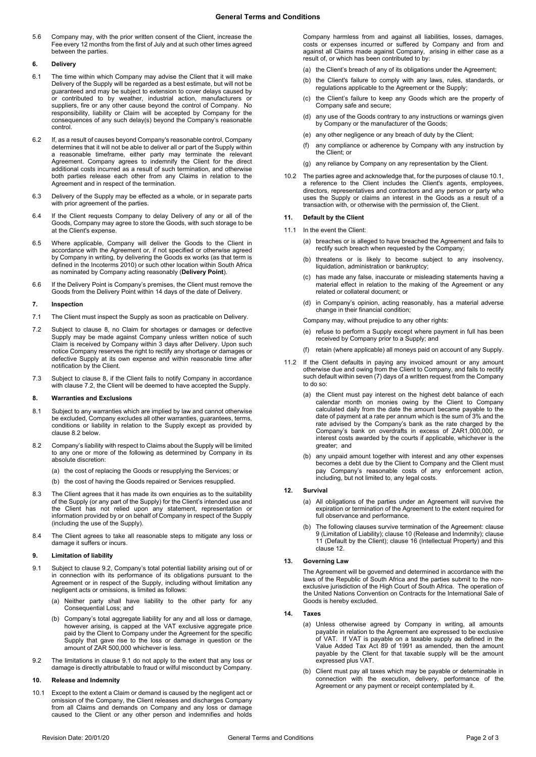5.6 Company may, with the prior written consent of the Client, increase the Fee every 12 months from the first of July and at such other times agreed between the parties.

**6. Delivery**

6.1 The time within which Company may advise the Client that it will make Delivery of the Supply will be regarded as a best estimate, but will not be guaranteed and may be subject to extension to cover delays caused by or contributed to by weather, industrial action, manufacturers or suppliers, fire or any other cause beyond the control of Company. No responsibility, liability or Claim will be accepted by Company for the consequences of any such delay(s) beyond the Company's reasonable control.

6.2 If, as a result of causes beyond Company's reasonable control, Company determines that it will not be able to deliver all or part of the Supply within a reasonable timeframe, either party may terminate the relevant Agreement. Company agrees to indemnify the Client for the direct additional costs incurred as a result of such termination, and otherwise both parties release each other from any Claims in relation to the Agreement and in respect of the termination.

6.3 Delivery of the Supply may be effected as a whole, or in separate parts with prior agreement of the parties.

6.4 If the Client requests Company to delay Delivery of any or all of the Goods, Company may agree to store the Goods, with such storage to be at the Client's expense.

6.5 Where applicable, Company will deliver the Goods to the Client in accordance with the Agreement or, if not specified or otherwise agreed by Company in writing, by delivering the Goods ex works (as that term is defined in the Incoterms 2010) or such other location within South Africa as nominated by Company acting reasonably (**Delivery Point**).

6.6 If the Delivery Point is Company's premises, the Client must remove the Goods from the Delivery Point within 14 days of the date of Delivery.

**7. Inspection**

7.1 The Client must inspect the Supply as soon as practicable on Delivery.

7.2 Subject to clause 8, no Claim for shortages or damages or defective Supply may be made against Company unless written notice of such Claim is received by Company within 3 days after Delivery. Upon such notice Company reserves the right to rectify any shortage or damages or defective Supply at its own expense and within reasonable time after notification by the Client.

7.3 Subject to clause 8, if the Client fails to notify Company in accordance with clause 7.2, the Client will be deemed to have accepted the Supply.

**8. Warranties and Exclusions**

8.1 Subject to any warranties which are implied by law and cannot otherwise be excluded, Company excludes all other warranties, guarantees, terms, conditions or liability in relation to the Supply except as provided by clause 8.2 below.

8.2 Company's liability with respect to Claims about the Supply will be limited to any one or more of the following as determined by Company in its absolute discretion:

(a) the cost of replacing the Goods or resupplying the Services; or

(b) the cost of having the Goods repaired or Services resupplied.

8.3 The Client agrees that it has made its own enquiries as to the suitability of the Supply (or any part of the Supply) for the Client's intended use and the Client has not relied upon any statement, representation or information provided by or on behalf of Company in respect of the Supply (including the use of the Supply).

8.4 The Client agrees to take all reasonable steps to mitigate any loss or damage it suffers or incurs.

**9. Limitation of liability**

9.1 Subject to clause 9.2, Company's total potential liability arising out of or in connection with its performance of its obligations pursuant to the Agreement or in respect of the Supply, including without limitation any negligent acts or omissions, is limited as follows:

(a) Neither party shall have liability to the other party for any Consequential Loss; and

(b) Company's total aggregate liability for any and all loss or damage, however arising, is capped at the VAT exclusive aggregate price paid by the Client to Company under the Agreement for the specific Supply that gave rise to the loss or damage in question or the amount of ZAR 500,000 whichever is less.

9.2 The limitations in clause 9.1 do not apply to the extent that any loss or damage is directly attributable to fraud or wilful misconduct by Company.

**10. Release and Indemnity**

10.1 Except to the extent a Claim or demand is caused by the negligent act or omission of the Company, the Client releases and discharges Company from all Claims and demands on Company and any loss or damage caused to the Client or any other person and indemnifies and holds Company harmless from and against all liabilities, losses, damages, costs or expenses incurred or suffered by Company and from and against all Claims made against Company, arising in either case as a result of, or which has been contributed to by:

(a) the Client's breach of any of its obligations under the Agreement;

(b) the Client's failure to comply with any laws, rules, standards, or regulations applicable to the Agreement or the Supply;

(c) the Client's failure to keep any Goods which are the property of Company safe and secure;

(d) any use of the Goods contrary to any instructions or warnings given by Company or the manufacturer of the Goods;

(e) any other negligence or any breach of duty by the Client;

(f) any compliance or adherence by Company with any instruction by the Client; or

(g) any reliance by Company on any representation by the Client.

10.2 The parties agree and acknowledge that, for the purposes of clause 10.1, a reference to the Client includes the Client's agents, employees, directors, representatives and contractors and any person or party who uses the Supply or claims an interest in the Goods as a result of a transaction with, or otherwise with the permission of, the Client.

**11. Default by the Client**

11.1 In the event the Client:

(a) breaches or is alleged to have breached the Agreement and fails to rectify such breach when requested by the Company;

(b) threatens or is likely to become subject to any insolvency, liquidation, administration or bankruptcy;

(c) has made any false, inaccurate or misleading statements having a material effect in relation to the making of the Agreement or any related or collateral document; or

(d) in Company's opinion, acting reasonably, has a material adverse change in their financial condition;

Company may, without prejudice to any other rights:

(e) refuse to perform a Supply except where payment in full has been received by Company prior to a Supply; and

(f) retain (where applicable) all moneys paid on account of any Supply.

11.2 If the Client defaults in paying any invoiced amount or any amount otherwise due and owing from the Client to Company, and fails to rectify such default within seven (7) days of a written request from the Company to do so:

(a) the Client must pay interest on the highest debt balance of each calendar month on monies owing by the Client to Company calculated daily from the date the amount became payable to the date of payment at a rate per annum which is the sum of 3% and the rate advised by the Company's bank as the rate charged by the Company's bank on overdrafts in excess of ZAR1,000,000, or interest costs awarded by the courts if applicable, whichever is the greater; and

(b) any unpaid amount together with interest and any other expenses becomes a debt due by the Client to Company and the Client must pay Company's reasonable costs of any enforcement action, including, but not limited to, any legal costs.

**12. Survival**

(a) All obligations of the parties under an Agreement will survive the expiration or termination of the Agreement to the extent required for full observance and performance.

(b) The following clauses survive termination of the Agreement: clause 9 (Limitation of Liability); clause 10 (Release and Indemnity); clause 11 (Default by the Client); clause 16 (Intellectual Property) and this clause 12.

**13. Governing Law**

The Agreement will be governed and determined in accordance with the laws of the Republic of South Africa and the parties submit to the non-exclusive jurisdiction of the High Court of South Africa. The operation of the United Nations Convention on Contracts for the International Sale of Goods is hereby excluded.

**14. Taxes**

(a) Unless otherwise agreed by Company in writing, all amounts payable in relation to the Agreement are expressed to be exclusive of VAT. If VAT is payable on a taxable supply as defined in the Value Added Tax Act 89 of 1991 as amended, then the amount payable by the Client for that taxable supply will be the amount expressed plus VAT.

(b) Client must pay all taxes which may be payable or determinable in connection with the execution, delivery, performance of the Agreement or any payment or receipt contemplated by it.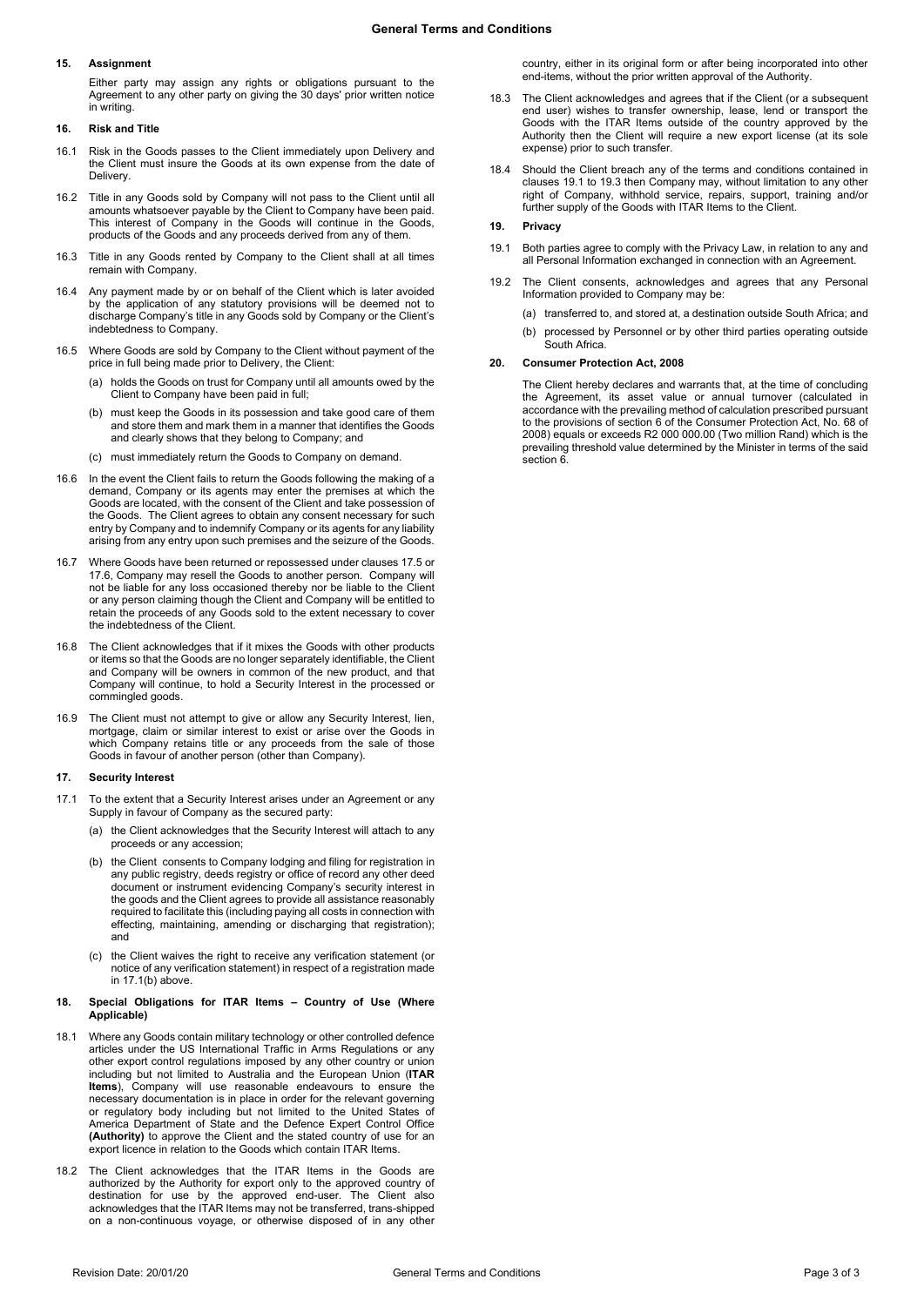# General Terms and Conditions

## 15. Assignment

Either party may assign any rights or obligations pursuant to the Agreement to any other party on giving the 30 days' prior written notice in writing.

## 16. Risk and Title

16.1 Risk in the Goods passes to the Client immediately upon Delivery and the Client must insure the Goods at its own expense from the date of Delivery.

16.2 Title in any Goods sold by Company will not pass to the Client until all amounts whatsoever payable by the Client to Company have been paid. This interest of Company in the Goods will continue in the Goods, products of the Goods and any proceeds derived from any of them.

16.3 Title in any Goods rented by Company to the Client shall at all times remain with Company.

16.4 Any payment made by or on behalf of the Client which is later avoided by the application of any statutory provisions will be deemed not to discharge Company's title in any Goods sold by Company or the Client's indebtedness to Company.

16.5 Where Goods are sold by Company to the Client without payment of the price in full being made prior to Delivery, the Client:

(a) holds the Goods on trust for Company until all amounts owed by the Client to Company have been paid in full;

(b) must keep the Goods in its possession and take good care of them and store them and mark them in a manner that identifies the Goods and clearly shows that they belong to Company; and

(c) must immediately return the Goods to Company on demand.

16.6 In the event the Client fails to return the Goods following the making of a demand, Company or its agents may enter the premises at which the Goods are located, with the consent of the Client and take possession of the Goods. The Client agrees to obtain any consent necessary for such entry by Company and to indemnify Company or its agents for any liability arising from any entry upon such premises and the seizure of the Goods.

16.7 Where Goods have been returned or repossessed under clauses 17.5 or 17.6, Company may resell the Goods to another person. Company will not be liable for any loss occasioned thereby nor be liable to the Client or any person claiming though the Client and Company will be entitled to retain the proceeds of any Goods sold to the extent necessary to cover the indebtedness of the Client.

16.8 The Client acknowledges that if it mixes the Goods with other products or items so that the Goods are no longer separately identifiable, the Client and Company will be owners in common of the new product, and that Company will continue, to hold a Security Interest in the processed or commingled goods.

16.9 The Client must not attempt to give or allow any Security Interest, lien, mortgage, claim or similar interest to exist or arise over the Goods in which Company retains title or any proceeds from the sale of those Goods in favour of another person (other than Company).

## 17. Security Interest

17.1 To the extent that a Security Interest arises under an Agreement or any Supply in favour of Company as the secured party:

(a) the Client acknowledges that the Security Interest will attach to any proceeds or any accession;

(b) the Client consents to Company lodging and filing for registration in any public registry, deeds registry or office of record any other deed document or instrument evidencing Company's security interest in the goods and the Client agrees to provide all assistance reasonably required to facilitate this (including paying all costs in connection with effecting, maintaining, amending or discharging that registration); and

(c) the Client waives the right to receive any verification statement (or notice of any verification statement) in respect of a registration made in 17.1(b) above.

## 18. Special Obligations for ITAR Items – Country of Use (Where Applicable)

18.1 Where any Goods contain military technology or other controlled defence articles under the US International Traffic in Arms Regulations or any other export control regulations imposed by any other country or union including but not limited to Australia and the European Union (**ITAR Items**), Company will use reasonable endeavours to ensure the necessary documentation is in place in order for the relevant governing or regulatory body including but not limited to the United States of America Department of State and the Defence Expert Control Office **(Authority)** to approve the Client and the stated country of use for an export licence in relation to the Goods which contain ITAR Items.

18.2 The Client acknowledges that the ITAR Items in the Goods are authorized by the Authority for export only to the approved country of destination for use by the approved end-user. The Client also acknowledges that the ITAR Items may not be transferred, trans-shipped on a non-continuous voyage, or otherwise disposed of in any other country, either in its original form or after being incorporated into other end-items, without the prior written approval of the Authority.

18.3 The Client acknowledges and agrees that if the Client (or a subsequent end user) wishes to transfer ownership, lease, lend or transport the Goods with the ITAR Items outside of the country approved by the Authority then the Client will require a new export license (at its sole expense) prior to such transfer.

18.4 Should the Client breach any of the terms and conditions contained in clauses 19.1 to 19.3 then Company may, without limitation to any other right of Company, withhold service, repairs, support, training and/or further supply of the Goods with ITAR Items to the Client.

## 19. Privacy

19.1 Both parties agree to comply with the Privacy Law, in relation to any and all Personal Information exchanged in connection with an Agreement.

19.2 The Client consents, acknowledges and agrees that any Personal Information provided to Company may be:

(a) transferred to, and stored at, a destination outside South Africa; and

(b) processed by Personnel or by other third parties operating outside South Africa.

## 20. Consumer Protection Act, 2008

The Client hereby declares and warrants that, at the time of concluding the Agreement, its asset value or annual turnover (calculated in accordance with the prevailing method of calculation prescribed pursuant to the provisions of section 6 of the Consumer Protection Act, No. 68 of 2008) equals or exceeds R2 000 000.00 (Two million Rand) which is the prevailing threshold value determined by the Minister in terms of the said section 6.

Revision Date: 20/01/20